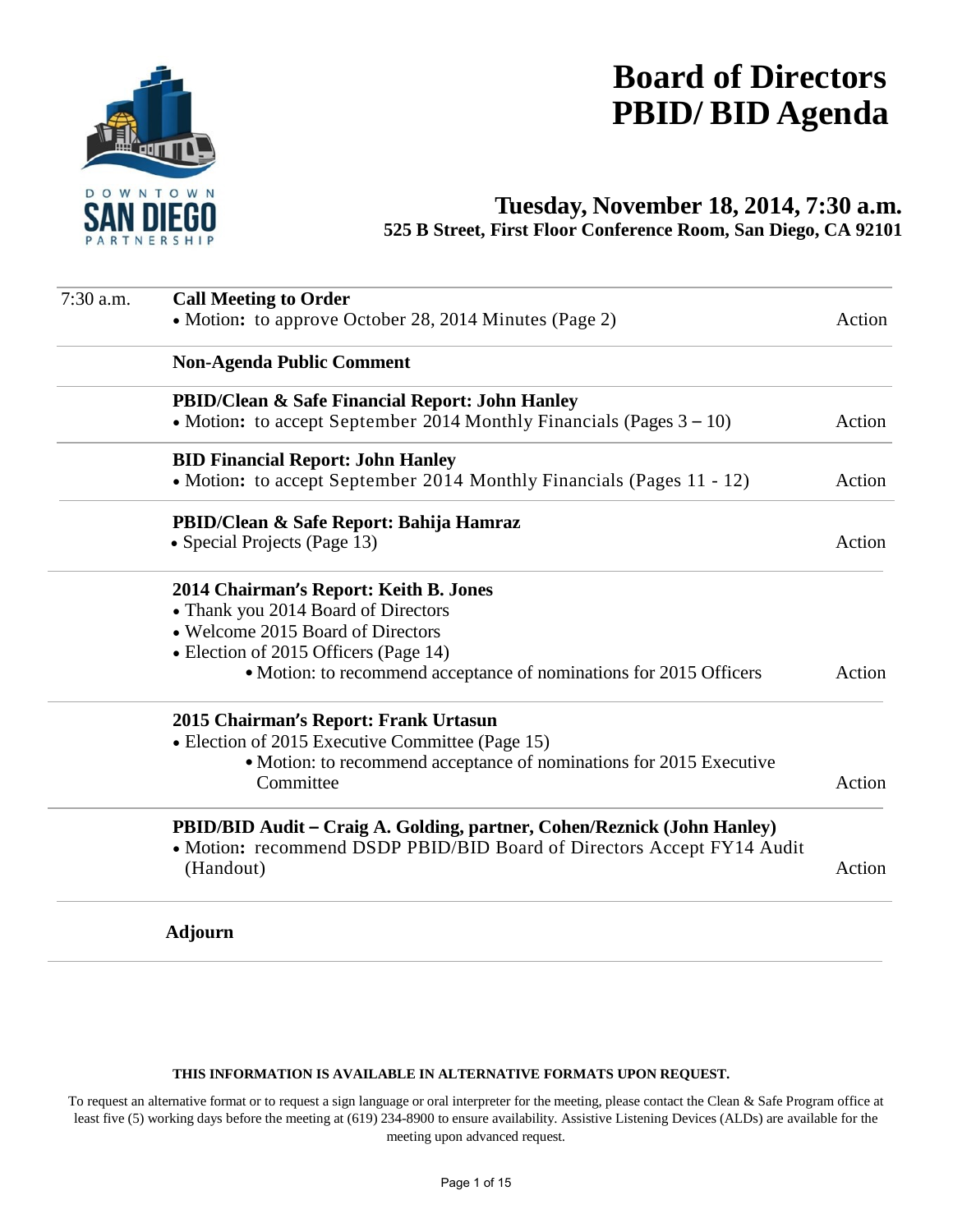# Board of Directors PBID/ BID Agenda

DOWNTOWN SAN DIEGO PARTNERSHIP

## Tuesday, November 18, 2014, 7:30 a.m.

**525 B Street, First Floor Conference Room, San Diego, CA 92101**

| Time | Item | |
|---|---|---|
| 7:30 a.m. | **Call Meeting to Order**<br>• Motion: to approve October 28, 2014 Minutes (Page 2) | Action |
| | **Non-Agenda Public Comment** | |
| | **PBID/Clean & Safe Financial Report: John Hanley**<br>• Motion: to accept September 2014 Monthly Financials (Pages 3 – 10) | Action |
| | **BID Financial Report: John Hanley**<br>• Motion: to accept September 2014 Monthly Financials (Pages 11 - 12) | Action |
| | **PBID/Clean & Safe Report: Bahija Hamraz**<br>• Special Projects (Page 13) | Action |
| | **2014 Chairman's Report: Keith B. Jones**<br>• Thank you 2014 Board of Directors<br>• Welcome 2015 Board of Directors<br>• Election of 2015 Officers (Page 14)<br>• Motion: to recommend acceptance of nominations for 2015 Officers | Action |
| | **2015 Chairman's Report: Frank Urtasun**<br>• Election of 2015 Executive Committee (Page 15)<br>• Motion: to recommend acceptance of nominations for 2015 Executive Committee | Action |
| | **PBID/BID Audit – Craig A. Golding, partner, Cohen/Reznick (John Hanley)**<br>• Motion: recommend DSDP PBID/BID Board of Directors Accept FY14 Audit (Handout) | Action |
| | **Adjourn** | |

**THIS INFORMATION IS AVAILABLE IN ALTERNATIVE FORMATS UPON REQUEST.**

To request an alternative format or to request a sign language or oral interpreter for the meeting, please contact the Clean & Safe Program office at least five (5) working days before the meeting at (619) 234-8900 to ensure availability. Assistive Listening Devices (ALDs) are available for the meeting upon advanced request.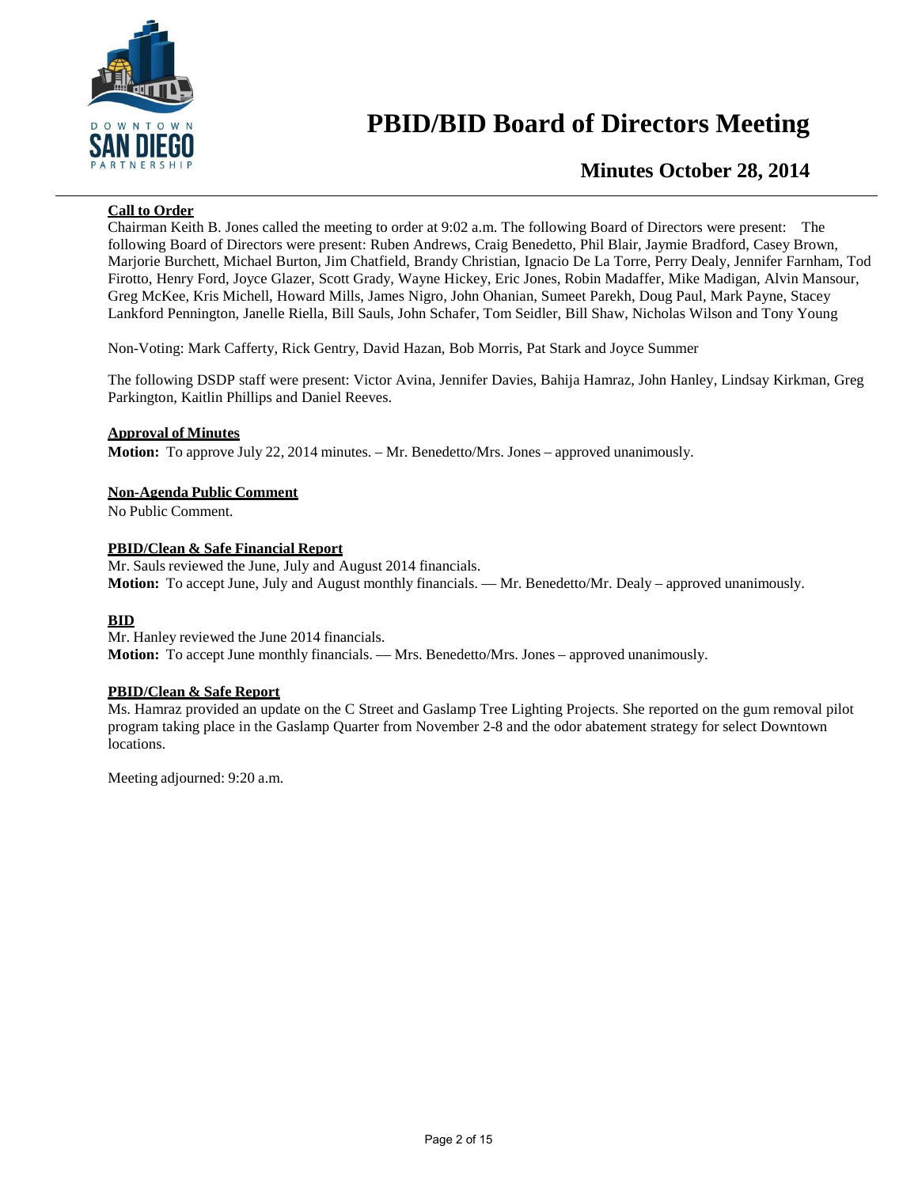# PBID/BID Board of Directors Meeting

## Minutes October 28, 2014

**Call to Order**

Chairman Keith B. Jones called the meeting to order at 9:02 a.m. The following Board of Directors were present: The following Board of Directors were present: Ruben Andrews, Craig Benedetto, Phil Blair, Jaymie Bradford, Casey Brown, Marjorie Burchett, Michael Burton, Jim Chatfield, Brandy Christian, Ignacio De La Torre, Perry Dealy, Jennifer Farnham, Tod Firotto, Henry Ford, Joyce Glazer, Scott Grady, Wayne Hickey, Eric Jones, Robin Madaffer, Mike Madigan, Alvin Mansour, Greg McKee, Kris Michell, Howard Mills, James Nigro, John Ohanian, Sumeet Parekh, Doug Paul, Mark Payne, Stacey Lankford Pennington, Janelle Riella, Bill Sauls, John Schafer, Tom Seidler, Bill Shaw, Nicholas Wilson and Tony Young

Non-Voting: Mark Cafferty, Rick Gentry, David Hazan, Bob Morris, Pat Stark and Joyce Summer

The following DSDP staff were present: Victor Avina, Jennifer Davies, Bahija Hamraz, John Hanley, Lindsay Kirkman, Greg Parkington, Kaitlin Phillips and Daniel Reeves.

**Approval of Minutes**

**Motion:** To approve July 22, 2014 minutes. – Mr. Benedetto/Mrs. Jones – approved unanimously.

**Non-Agenda Public Comment**

No Public Comment.

**PBID/Clean & Safe Financial Report**

Mr. Sauls reviewed the June, July and August 2014 financials.
**Motion:** To accept June, July and August monthly financials. — Mr. Benedetto/Mr. Dealy – approved unanimously.

**BID**

Mr. Hanley reviewed the June 2014 financials.
**Motion:** To accept June monthly financials. — Mrs. Benedetto/Mrs. Jones – approved unanimously.

**PBID/Clean & Safe Report**

Ms. Hamraz provided an update on the C Street and Gaslamp Tree Lighting Projects. She reported on the gum removal pilot program taking place in the Gaslamp Quarter from November 2-8 and the odor abatement strategy for select Downtown locations.

Meeting adjourned: 9:20 a.m.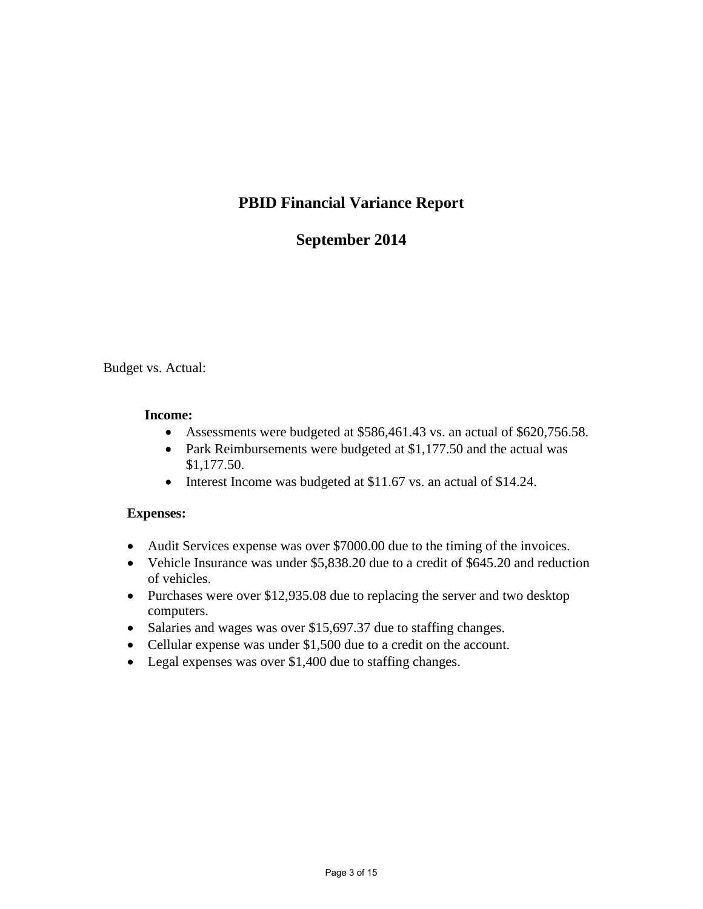# PBID Financial Variance Report

## September 2014

Budget vs. Actual:

**Income:**

- Assessments were budgeted at $586,461.43 vs. an actual of $620,756.58.
- Park Reimbursements were budgeted at $1,177.50 and the actual was $1,177.50.
- Interest Income was budgeted at $11.67 vs. an actual of $14.24.

**Expenses:**

- Audit Services expense was over $7000.00 due to the timing of the invoices.
- Vehicle Insurance was under $5,838.20 due to a credit of $645.20 and reduction of vehicles.
- Purchases were over $12,935.08 due to replacing the server and two desktop computers.
- Salaries and wages was over $15,697.37 due to staffing changes.
- Cellular expense was under $1,500 due to a credit on the account.
- Legal expenses was over $1,400 due to staffing changes.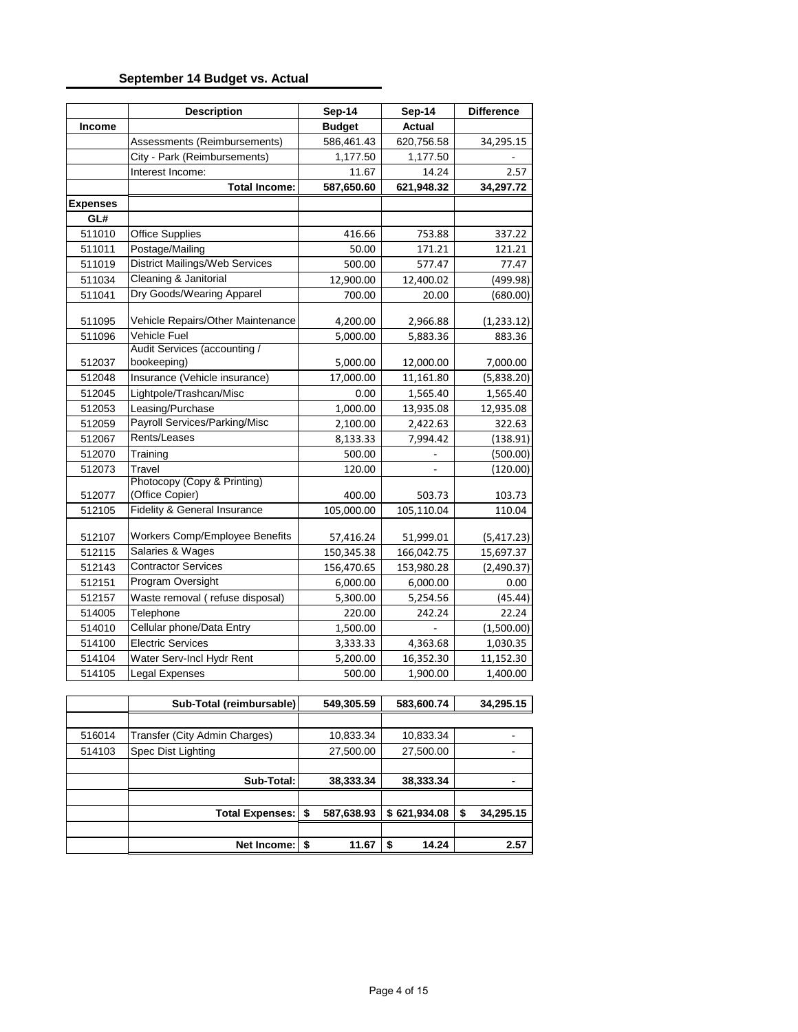## September 14 Budget vs. Actual

| | Description | Sep-14 | Sep-14 | Difference |
|---|---|---|---|---|
| **Income** | | **Budget** | **Actual** | |
| | Assessments (Reimbursements) | 586,461.43 | 620,756.58 | 34,295.15 |
| | City - Park (Reimbursements) | 1,177.50 | 1,177.50 | - |
| | Interest Income: | 11.67 | 14.24 | 2.57 |
| | **Total Income:** | **587,650.60** | **621,948.32** | **34,297.72** |
| **Expenses** | | | | |
| **GL#** | | | | |
| 511010 | Office Supplies | 416.66 | 753.88 | 337.22 |
| 511011 | Postage/Mailing | 50.00 | 171.21 | 121.21 |
| 511019 | District Mailings/Web Services | 500.00 | 577.47 | 77.47 |
| 511034 | Cleaning & Janitorial | 12,900.00 | 12,400.02 | (499.98) |
| 511041 | Dry Goods/Wearing Apparel | 700.00 | 20.00 | (680.00) |
| 511095 | Vehicle Repairs/Other Maintenance | 4,200.00 | 2,966.88 | (1,233.12) |
| 511096 | Vehicle Fuel | 5,000.00 | 5,883.36 | 883.36 |
| 512037 | Audit Services (accounting / bookeeping) | 5,000.00 | 12,000.00 | 7,000.00 |
| 512048 | Insurance (Vehicle insurance) | 17,000.00 | 11,161.80 | (5,838.20) |
| 512045 | Lightpole/Trashcan/Misc | 0.00 | 1,565.40 | 1,565.40 |
| 512053 | Leasing/Purchase | 1,000.00 | 13,935.08 | 12,935.08 |
| 512059 | Payroll Services/Parking/Misc | 2,100.00 | 2,422.63 | 322.63 |
| 512067 | Rents/Leases | 8,133.33 | 7,994.42 | (138.91) |
| 512070 | Training | 500.00 | - | (500.00) |
| 512073 | Travel | 120.00 | - | (120.00) |
| 512077 | Photocopy (Copy & Printing) (Office Copier) | 400.00 | 503.73 | 103.73 |
| 512105 | Fidelity & General Insurance | 105,000.00 | 105,110.04 | 110.04 |
| 512107 | Workers Comp/Employee Benefits | 57,416.24 | 51,999.01 | (5,417.23) |
| 512115 | Salaries & Wages | 150,345.38 | 166,042.75 | 15,697.37 |
| 512143 | Contractor Services | 156,470.65 | 153,980.28 | (2,490.37) |
| 512151 | Program Oversight | 6,000.00 | 6,000.00 | 0.00 |
| 512157 | Waste removal ( refuse disposal) | 5,300.00 | 5,254.56 | (45.44) |
| 514005 | Telephone | 220.00 | 242.24 | 22.24 |
| 514010 | Cellular phone/Data Entry | 1,500.00 | - | (1,500.00) |
| 514100 | Electric Services | 3,333.33 | 4,363.68 | 1,030.35 |
| 514104 | Water Serv-Incl Hydr Rent | 5,200.00 | 16,352.30 | 11,152.30 |
| 514105 | Legal Expenses | 500.00 | 1,900.00 | 1,400.00 |
| | **Sub-Total (reimbursable)** | **549,305.59** | **583,600.74** | **34,295.15** |
| | | | | |
| 516014 | Transfer (City Admin Charges) | 10,833.34 | 10,833.34 | - |
| 514103 | Spec Dist Lighting | 27,500.00 | 27,500.00 | - |
| | | | | |
| | **Sub-Total:** | **38,333.34** | **38,333.34** | **-** |
| | | | | |
| | **Total Expenses:** | **$ 587,638.93** | **$ 621,934.08** | **$ 34,295.15** |
| | | | | |
| | **Net Income:** | **$ 11.67** | **$ 14.24** | **2.57** |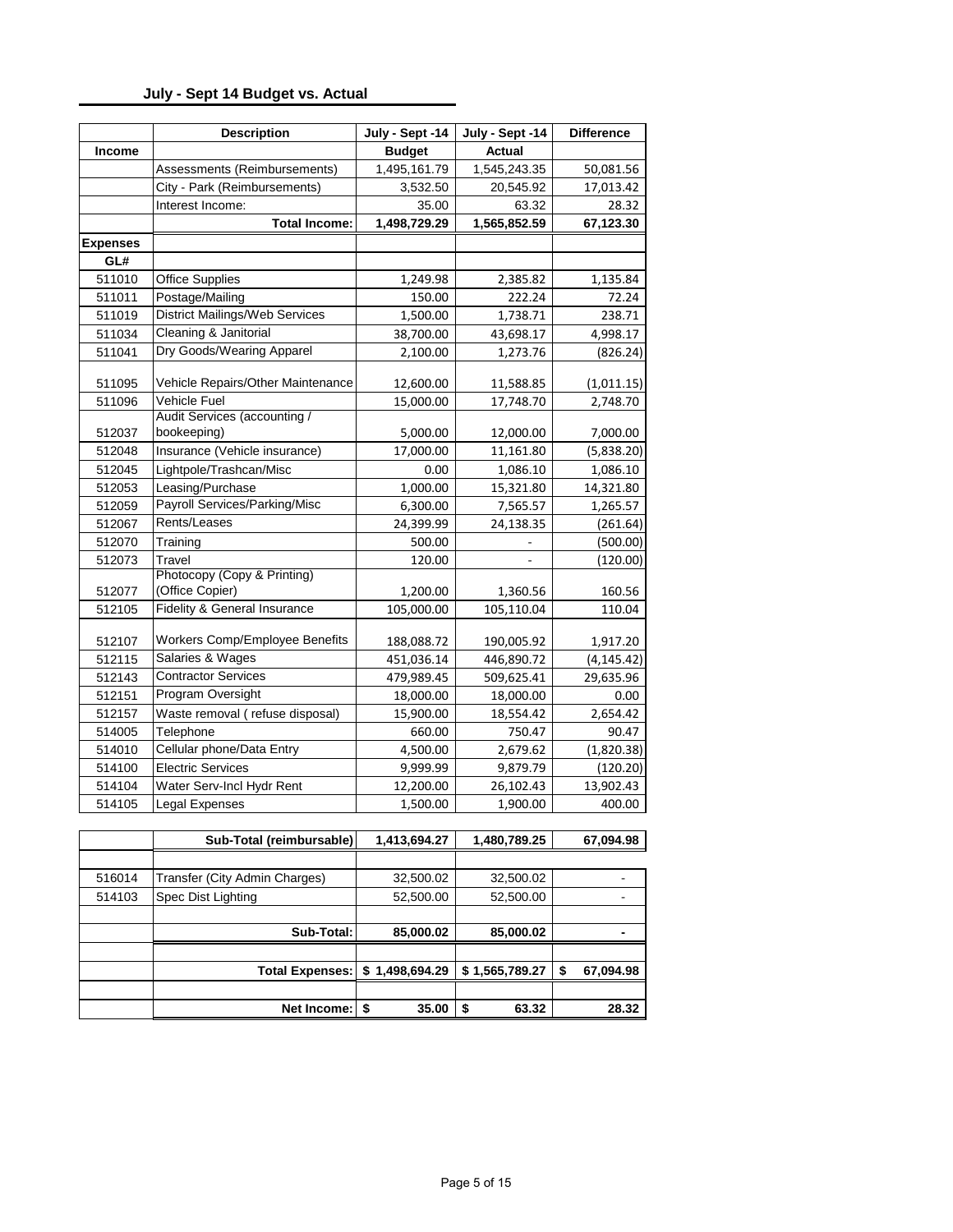## July - Sept 14 Budget vs. Actual

| | Description | July - Sept -14 | July - Sept -14 | Difference |
|---|---|---|---|---|
| **Income** | | **Budget** | **Actual** | |
| | Assessments (Reimbursements) | 1,495,161.79 | 1,545,243.35 | 50,081.56 |
| | City - Park (Reimbursements) | 3,532.50 | 20,545.92 | 17,013.42 |
| | Interest Income: | 35.00 | 63.32 | 28.32 |
| | **Total Income:** | **1,498,729.29** | **1,565,852.59** | **67,123.30** |
| **Expenses** | | | | |
| **GL#** | | | | |
| 511010 | Office Supplies | 1,249.98 | 2,385.82 | 1,135.84 |
| 511011 | Postage/Mailing | 150.00 | 222.24 | 72.24 |
| 511019 | District Mailings/Web Services | 1,500.00 | 1,738.71 | 238.71 |
| 511034 | Cleaning & Janitorial | 38,700.00 | 43,698.17 | 4,998.17 |
| 511041 | Dry Goods/Wearing Apparel | 2,100.00 | 1,273.76 | (826.24) |
| 511095 | Vehicle Repairs/Other Maintenance | 12,600.00 | 11,588.85 | (1,011.15) |
| 511096 | Vehicle Fuel | 15,000.00 | 17,748.70 | 2,748.70 |
| 512037 | Audit Services (accounting / bookeeping) | 5,000.00 | 12,000.00 | 7,000.00 |
| 512048 | Insurance (Vehicle insurance) | 17,000.00 | 11,161.80 | (5,838.20) |
| 512045 | Lightpole/Trashcan/Misc | 0.00 | 1,086.10 | 1,086.10 |
| 512053 | Leasing/Purchase | 1,000.00 | 15,321.80 | 14,321.80 |
| 512059 | Payroll Services/Parking/Misc | 6,300.00 | 7,565.57 | 1,265.57 |
| 512067 | Rents/Leases | 24,399.99 | 24,138.35 | (261.64) |
| 512070 | Training | 500.00 | - | (500.00) |
| 512073 | Travel | 120.00 | - | (120.00) |
| 512077 | Photocopy (Copy & Printing) (Office Copier) | 1,200.00 | 1,360.56 | 160.56 |
| 512105 | Fidelity & General Insurance | 105,000.00 | 105,110.04 | 110.04 |
| 512107 | Workers Comp/Employee Benefits | 188,088.72 | 190,005.92 | 1,917.20 |
| 512115 | Salaries & Wages | 451,036.14 | 446,890.72 | (4,145.42) |
| 512143 | Contractor Services | 479,989.45 | 509,625.41 | 29,635.96 |
| 512151 | Program Oversight | 18,000.00 | 18,000.00 | 0.00 |
| 512157 | Waste removal ( refuse disposal) | 15,900.00 | 18,554.42 | 2,654.42 |
| 514005 | Telephone | 660.00 | 750.47 | 90.47 |
| 514010 | Cellular phone/Data Entry | 4,500.00 | 2,679.62 | (1,820.38) |
| 514100 | Electric Services | 9,999.99 | 9,879.79 | (120.20) |
| 514104 | Water Serv-Incl Hydr Rent | 12,200.00 | 26,102.43 | 13,902.43 |
| 514105 | Legal Expenses | 1,500.00 | 1,900.00 | 400.00 |
| | **Sub-Total (reimbursable)** | **1,413,694.27** | **1,480,789.25** | **67,094.98** |
| | | | | |
| 516014 | Transfer (City Admin Charges) | 32,500.02 | 32,500.02 | - |
| 514103 | Spec Dist Lighting | 52,500.00 | 52,500.00 | - |
| | | | | |
| | **Sub-Total:** | **85,000.02** | **85,000.02** | **-** |
| | | | | |
| | **Total Expenses:** | **$ 1,498,694.29** | **$ 1,565,789.27** | **$ 67,094.98** |
| | | | | |
| | **Net Income:** | **$ 35.00** | **$ 63.32** | **28.32** |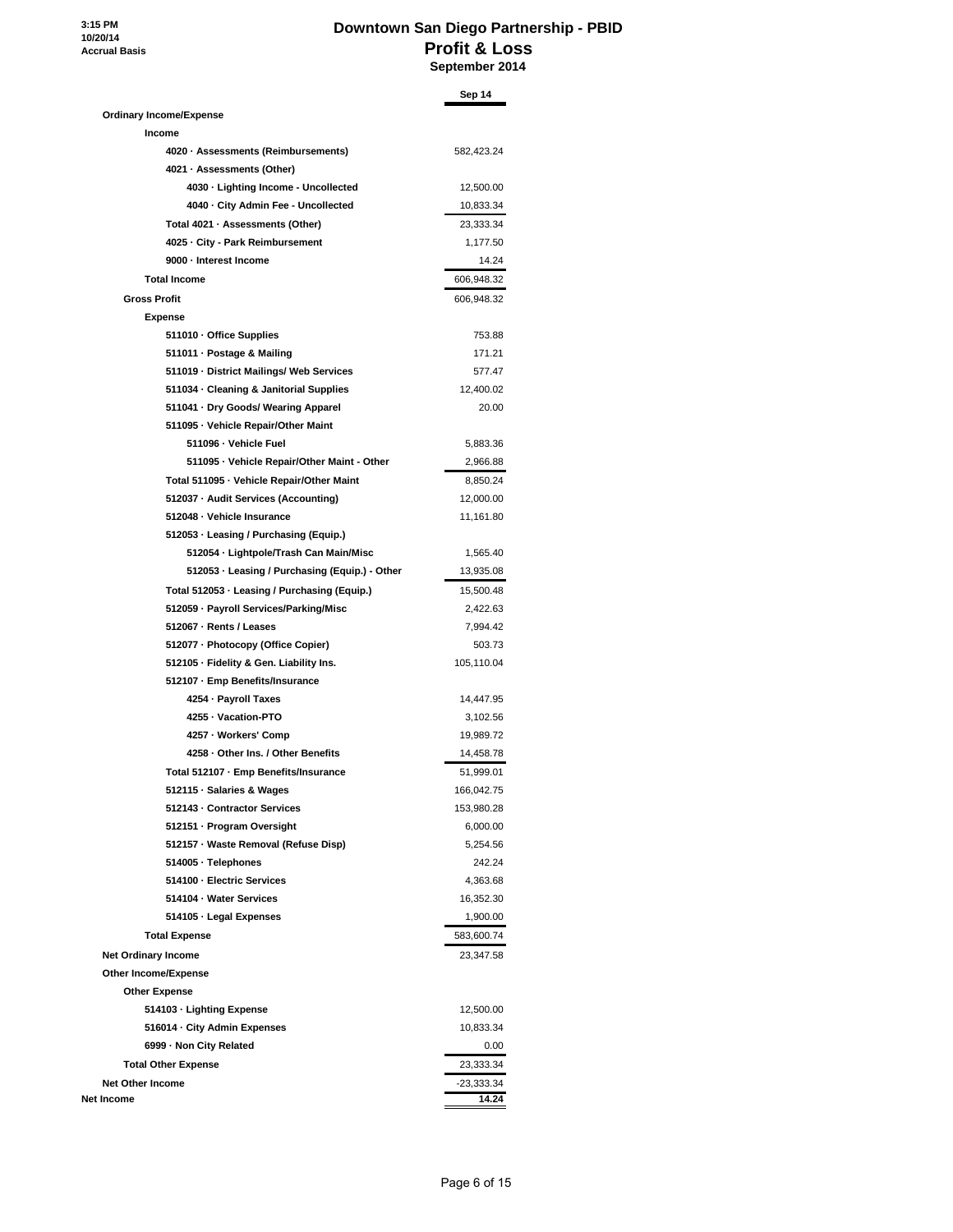3:15 PM
10/20/14
Accrual Basis

# Downtown San Diego Partnership - PBID
## Profit & Loss
### September 2014

| | Sep 14 |
|---|---|
| **Ordinary Income/Expense** | |
| **Income** | |
| 4020 · Assessments (Reimbursements) | 582,423.24 |
| 4021 · Assessments (Other) | |
| 4030 · Lighting Income - Uncollected | 12,500.00 |
| 4040 · City Admin Fee - Uncollected | 10,833.34 |
| Total 4021 · Assessments (Other) | 23,333.34 |
| 4025 · City - Park Reimbursement | 1,177.50 |
| 9000 · Interest Income | 14.24 |
| **Total Income** | 606,948.32 |
| **Gross Profit** | 606,948.32 |
| **Expense** | |
| 511010 · Office Supplies | 753.88 |
| 511011 · Postage & Mailing | 171.21 |
| 511019 · District Mailings/ Web Services | 577.47 |
| 511034 · Cleaning & Janitorial Supplies | 12,400.02 |
| 511041 · Dry Goods/ Wearing Apparel | 20.00 |
| 511095 · Vehicle Repair/Other Maint | |
| 511096 · Vehicle Fuel | 5,883.36 |
| 511095 · Vehicle Repair/Other Maint - Other | 2,966.88 |
| Total 511095 · Vehicle Repair/Other Maint | 8,850.24 |
| 512037 · Audit Services (Accounting) | 12,000.00 |
| 512048 · Vehicle Insurance | 11,161.80 |
| 512053 · Leasing / Purchasing (Equip.) | |
| 512054 · Lightpole/Trash Can Main/Misc | 1,565.40 |
| 512053 · Leasing / Purchasing (Equip.) - Other | 13,935.08 |
| Total 512053 · Leasing / Purchasing (Equip.) | 15,500.48 |
| 512059 · Payroll Services/Parking/Misc | 2,422.63 |
| 512067 · Rents / Leases | 7,994.42 |
| 512077 · Photocopy (Office Copier) | 503.73 |
| 512105 · Fidelity & Gen. Liability Ins. | 105,110.04 |
| 512107 · Emp Benefits/Insurance | |
| 4254 · Payroll Taxes | 14,447.95 |
| 4255 · Vacation-PTO | 3,102.56 |
| 4257 · Workers' Comp | 19,989.72 |
| 4258 · Other Ins. / Other Benefits | 14,458.78 |
| Total 512107 · Emp Benefits/Insurance | 51,999.01 |
| 512115 · Salaries & Wages | 166,042.75 |
| 512143 · Contractor Services | 153,980.28 |
| 512151 · Program Oversight | 6,000.00 |
| 512157 · Waste Removal (Refuse Disp) | 5,254.56 |
| 514005 · Telephones | 242.24 |
| 514100 · Electric Services | 4,363.68 |
| 514104 · Water Services | 16,352.30 |
| 514105 · Legal Expenses | 1,900.00 |
| **Total Expense** | 583,600.74 |
| **Net Ordinary Income** | 23,347.58 |
| **Other Income/Expense** | |
| **Other Expense** | |
| 514103 · Lighting Expense | 12,500.00 |
| 516014 · City Admin Expenses | 10,833.34 |
| 6999 · Non City Related | 0.00 |
| **Total Other Expense** | 23,333.34 |
| **Net Other Income** | -23,333.34 |
| **Net Income** | **14.24** |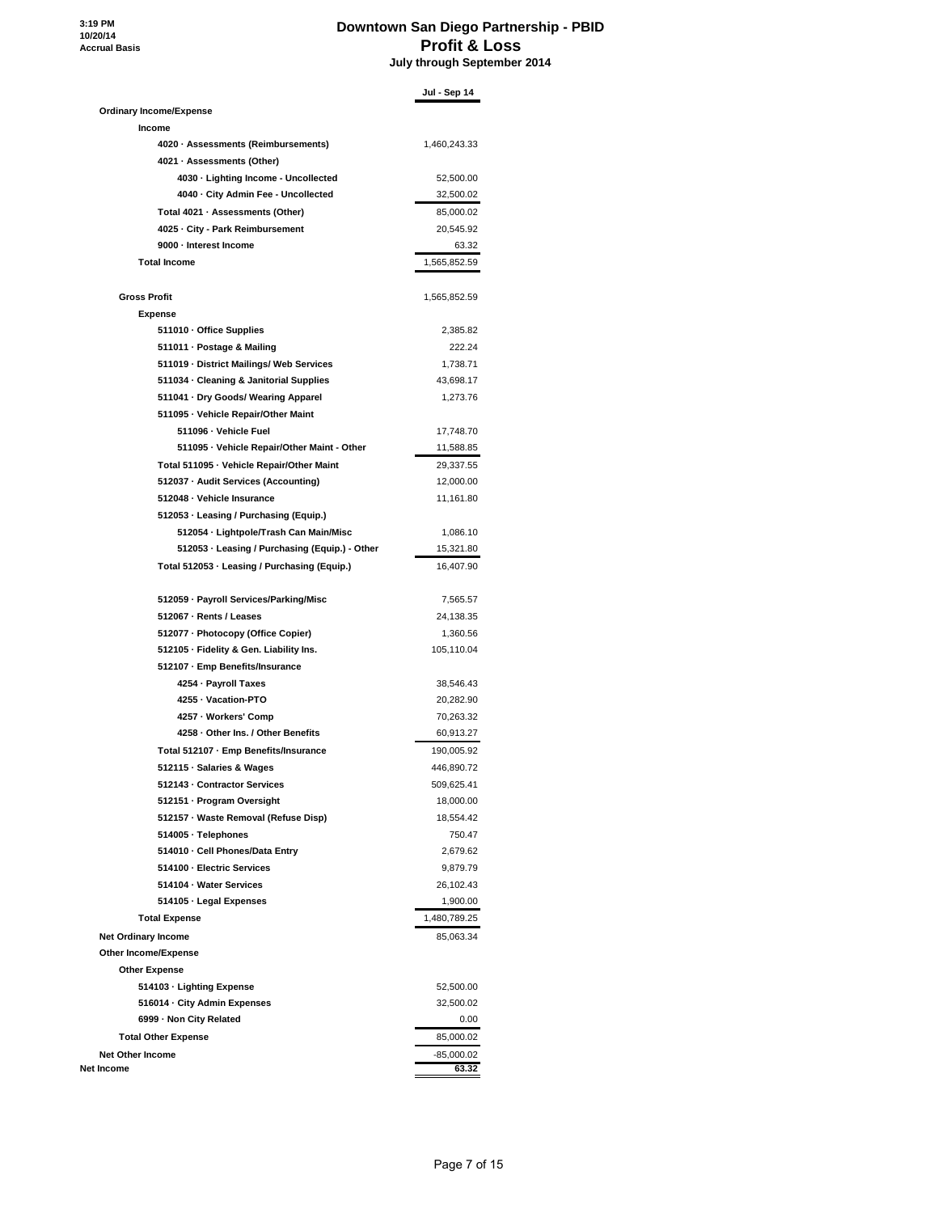3:19 PM
10/20/14
Accrual Basis

# Downtown San Diego Partnership - PBID
## Profit & Loss
### July through September 2014

| | Jul - Sep 14 |
|---|---|
| **Ordinary Income/Expense** | |
| **Income** | |
| 4020 · Assessments (Reimbursements) | 1,460,243.33 |
| 4021 · Assessments (Other) | |
| 4030 · Lighting Income - Uncollected | 52,500.00 |
| 4040 · City Admin Fee - Uncollected | 32,500.02 |
| Total 4021 · Assessments (Other) | 85,000.02 |
| 4025 · City - Park Reimbursement | 20,545.92 |
| 9000 · Interest Income | 63.32 |
| **Total Income** | 1,565,852.59 |
| **Gross Profit** | 1,565,852.59 |
| **Expense** | |
| 511010 · Office Supplies | 2,385.82 |
| 511011 · Postage & Mailing | 222.24 |
| 511019 · District Mailings/ Web Services | 1,738.71 |
| 511034 · Cleaning & Janitorial Supplies | 43,698.17 |
| 511041 · Dry Goods/ Wearing Apparel | 1,273.76 |
| 511095 · Vehicle Repair/Other Maint | |
| 511096 · Vehicle Fuel | 17,748.70 |
| 511095 · Vehicle Repair/Other Maint - Other | 11,588.85 |
| Total 511095 · Vehicle Repair/Other Maint | 29,337.55 |
| 512037 · Audit Services (Accounting) | 12,000.00 |
| 512048 · Vehicle Insurance | 11,161.80 |
| 512053 · Leasing / Purchasing (Equip.) | |
| 512054 · Lightpole/Trash Can Main/Misc | 1,086.10 |
| 512053 · Leasing / Purchasing (Equip.) - Other | 15,321.80 |
| Total 512053 · Leasing / Purchasing (Equip.) | 16,407.90 |
| 512059 · Payroll Services/Parking/Misc | 7,565.57 |
| 512067 · Rents / Leases | 24,138.35 |
| 512077 · Photocopy (Office Copier) | 1,360.56 |
| 512105 · Fidelity & Gen. Liability Ins. | 105,110.04 |
| 512107 · Emp Benefits/Insurance | |
| 4254 · Payroll Taxes | 38,546.43 |
| 4255 · Vacation-PTO | 20,282.90 |
| 4257 · Workers' Comp | 70,263.32 |
| 4258 · Other Ins. / Other Benefits | 60,913.27 |
| Total 512107 · Emp Benefits/Insurance | 190,005.92 |
| 512115 · Salaries & Wages | 446,890.72 |
| 512143 · Contractor Services | 509,625.41 |
| 512151 · Program Oversight | 18,000.00 |
| 512157 · Waste Removal (Refuse Disp) | 18,554.42 |
| 514005 · Telephones | 750.47 |
| 514010 · Cell Phones/Data Entry | 2,679.62 |
| 514100 · Electric Services | 9,879.79 |
| 514104 · Water Services | 26,102.43 |
| 514105 · Legal Expenses | 1,900.00 |
| **Total Expense** | 1,480,789.25 |
| **Net Ordinary Income** | 85,063.34 |
| **Other Income/Expense** | |
| **Other Expense** | |
| 514103 · Lighting Expense | 52,500.00 |
| 516014 · City Admin Expenses | 32,500.02 |
| 6999 · Non City Related | 0.00 |
| **Total Other Expense** | 85,000.02 |
| **Net Other Income** | -85,000.02 |
| **Net Income** | **63.32** |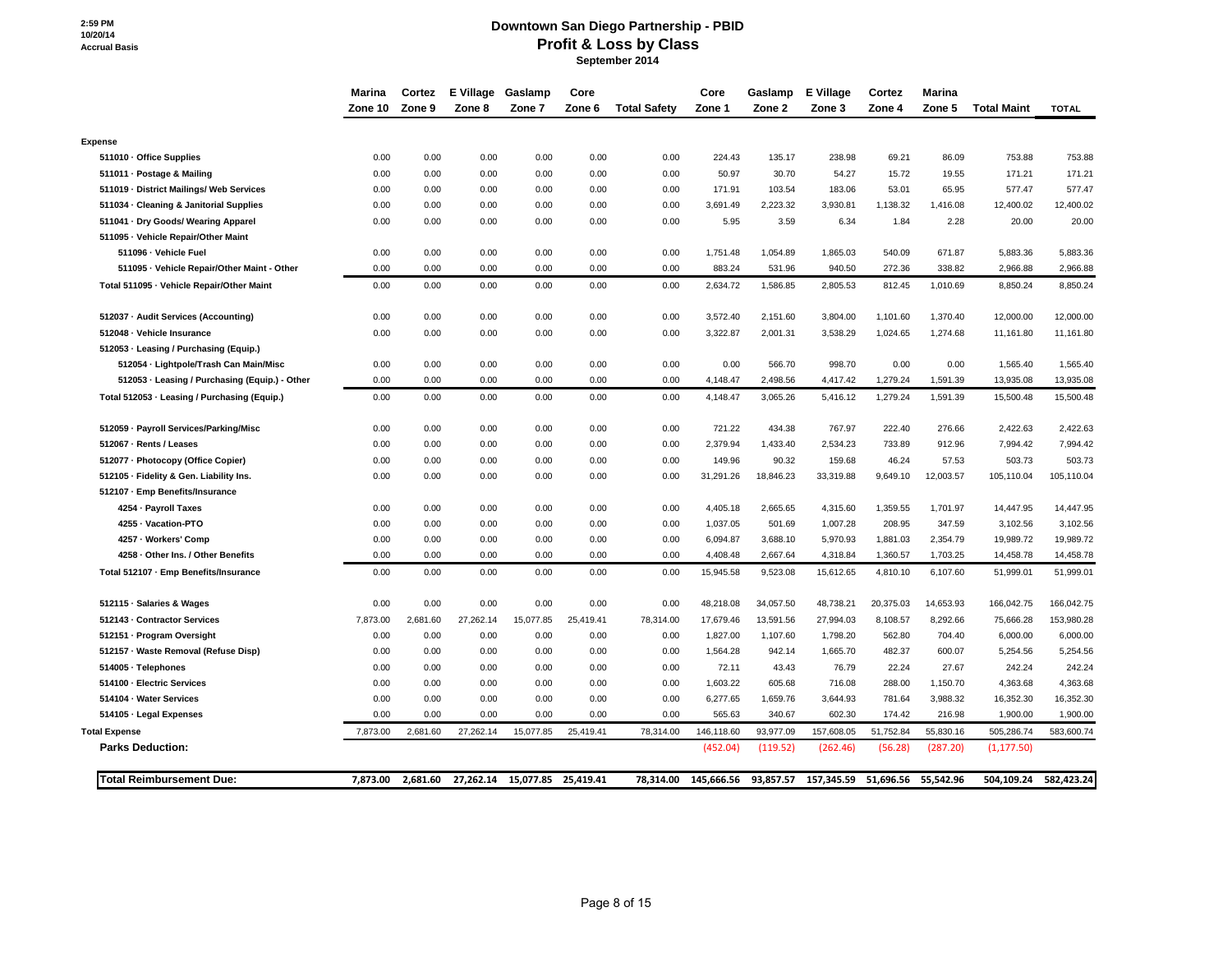2:59 PM
10/20/14
Accrual Basis

# Downtown San Diego Partnership - PBID
## Profit & Loss by Class
### September 2014

| | Marina Zone 10 | Cortez Zone 9 | E Village Zone 8 | Gaslamp Zone 7 | Core Zone 6 | Total Safety | Core Zone 1 | Gaslamp Zone 2 | E Village Zone 3 | Cortez Zone 4 | Marina Zone 5 | Total Maint | TOTAL |
|---|---|---|---|---|---|---|---|---|---|---|---|---|---|
| **Expense** | | | | | | | | | | | | | |
| 511010 · Office Supplies | 0.00 | 0.00 | 0.00 | 0.00 | 0.00 | 0.00 | 224.43 | 135.17 | 238.98 | 69.21 | 86.09 | 753.88 | 753.88 |
| 511011 · Postage & Mailing | 0.00 | 0.00 | 0.00 | 0.00 | 0.00 | 0.00 | 50.97 | 30.70 | 54.27 | 15.72 | 19.55 | 171.21 | 171.21 |
| 511019 · District Mailings/ Web Services | 0.00 | 0.00 | 0.00 | 0.00 | 0.00 | 0.00 | 171.91 | 103.54 | 183.06 | 53.01 | 65.95 | 577.47 | 577.47 |
| 511034 · Cleaning & Janitorial Supplies | 0.00 | 0.00 | 0.00 | 0.00 | 0.00 | 0.00 | 3,691.49 | 2,223.32 | 3,930.81 | 1,138.32 | 1,416.08 | 12,400.02 | 12,400.02 |
| 511041 · Dry Goods/ Wearing Apparel | 0.00 | 0.00 | 0.00 | 0.00 | 0.00 | 0.00 | 5.95 | 3.59 | 6.34 | 1.84 | 2.28 | 20.00 | 20.00 |
| 511095 · Vehicle Repair/Other Maint | | | | | | | | | | | | | |
| 511096 · Vehicle Fuel | 0.00 | 0.00 | 0.00 | 0.00 | 0.00 | 0.00 | 1,751.48 | 1,054.89 | 1,865.03 | 540.09 | 671.87 | 5,883.36 | 5,883.36 |
| 511095 · Vehicle Repair/Other Maint - Other | 0.00 | 0.00 | 0.00 | 0.00 | 0.00 | 0.00 | 883.24 | 531.96 | 940.50 | 272.36 | 338.82 | 2,966.88 | 2,966.88 |
| Total 511095 · Vehicle Repair/Other Maint | 0.00 | 0.00 | 0.00 | 0.00 | 0.00 | 0.00 | 2,634.72 | 1,586.85 | 2,805.53 | 812.45 | 1,010.69 | 8,850.24 | 8,850.24 |
| 512037 · Audit Services (Accounting) | 0.00 | 0.00 | 0.00 | 0.00 | 0.00 | 0.00 | 3,572.40 | 2,151.60 | 3,804.00 | 1,101.60 | 1,370.40 | 12,000.00 | 12,000.00 |
| 512048 · Vehicle Insurance | 0.00 | 0.00 | 0.00 | 0.00 | 0.00 | 0.00 | 3,322.87 | 2,001.31 | 3,538.29 | 1,024.65 | 1,274.68 | 11,161.80 | 11,161.80 |
| 512053 · Leasing / Purchasing (Equip.) | | | | | | | | | | | | | |
| 512054 · Lightpole/Trash Can Main/Misc | 0.00 | 0.00 | 0.00 | 0.00 | 0.00 | 0.00 | 0.00 | 566.70 | 998.70 | 0.00 | 0.00 | 1,565.40 | 1,565.40 |
| 512053 · Leasing / Purchasing (Equip.) - Other | 0.00 | 0.00 | 0.00 | 0.00 | 0.00 | 0.00 | 4,148.47 | 2,498.56 | 4,417.42 | 1,279.24 | 1,591.39 | 13,935.08 | 13,935.08 |
| Total 512053 · Leasing / Purchasing (Equip.) | 0.00 | 0.00 | 0.00 | 0.00 | 0.00 | 0.00 | 4,148.47 | 3,065.26 | 5,416.12 | 1,279.24 | 1,591.39 | 15,500.48 | 15,500.48 |
| 512059 · Payroll Services/Parking/Misc | 0.00 | 0.00 | 0.00 | 0.00 | 0.00 | 0.00 | 721.22 | 434.38 | 767.97 | 222.40 | 276.66 | 2,422.63 | 2,422.63 |
| 512067 · Rents / Leases | 0.00 | 0.00 | 0.00 | 0.00 | 0.00 | 0.00 | 2,379.94 | 1,433.40 | 2,534.23 | 733.89 | 912.96 | 7,994.42 | 7,994.42 |
| 512077 · Photocopy (Office Copier) | 0.00 | 0.00 | 0.00 | 0.00 | 0.00 | 0.00 | 149.96 | 90.32 | 159.68 | 46.24 | 57.53 | 503.73 | 503.73 |
| 512105 · Fidelity & Gen. Liability Ins. | 0.00 | 0.00 | 0.00 | 0.00 | 0.00 | 0.00 | 31,291.26 | 18,846.23 | 33,319.88 | 9,649.10 | 12,003.57 | 105,110.04 | 105,110.04 |
| 512107 · Emp Benefits/Insurance | | | | | | | | | | | | | |
| 4254 · Payroll Taxes | 0.00 | 0.00 | 0.00 | 0.00 | 0.00 | 0.00 | 4,405.18 | 2,665.65 | 4,315.60 | 1,359.55 | 1,701.97 | 14,447.95 | 14,447.95 |
| 4255 · Vacation-PTO | 0.00 | 0.00 | 0.00 | 0.00 | 0.00 | 0.00 | 1,037.05 | 501.69 | 1,007.28 | 208.95 | 347.59 | 3,102.56 | 3,102.56 |
| 4257 · Workers' Comp | 0.00 | 0.00 | 0.00 | 0.00 | 0.00 | 0.00 | 6,094.87 | 3,688.10 | 5,970.93 | 1,881.03 | 2,354.79 | 19,989.72 | 19,989.72 |
| 4258 · Other Ins. / Other Benefits | 0.00 | 0.00 | 0.00 | 0.00 | 0.00 | 0.00 | 4,408.48 | 2,667.64 | 4,318.84 | 1,360.57 | 1,703.25 | 14,458.78 | 14,458.78 |
| Total 512107 · Emp Benefits/Insurance | 0.00 | 0.00 | 0.00 | 0.00 | 0.00 | 0.00 | 15,945.58 | 9,523.08 | 15,612.65 | 4,810.10 | 6,107.60 | 51,999.01 | 51,999.01 |
| 512115 · Salaries & Wages | 0.00 | 0.00 | 0.00 | 0.00 | 0.00 | 0.00 | 48,218.08 | 34,057.50 | 48,738.21 | 20,375.03 | 14,653.93 | 166,042.75 | 166,042.75 |
| 512143 · Contractor Services | 7,873.00 | 2,681.60 | 27,262.14 | 15,077.85 | 25,419.41 | 78,314.00 | 17,679.46 | 13,591.56 | 27,994.03 | 8,108.57 | 8,292.66 | 75,666.28 | 153,980.28 |
| 512151 · Program Oversight | 0.00 | 0.00 | 0.00 | 0.00 | 0.00 | 0.00 | 1,827.00 | 1,107.60 | 1,798.20 | 562.80 | 704.40 | 6,000.00 | 6,000.00 |
| 512157 · Waste Removal (Refuse Disp) | 0.00 | 0.00 | 0.00 | 0.00 | 0.00 | 0.00 | 1,564.28 | 942.14 | 1,665.70 | 482.37 | 600.07 | 5,254.56 | 5,254.56 |
| 514005 · Telephones | 0.00 | 0.00 | 0.00 | 0.00 | 0.00 | 0.00 | 72.11 | 43.43 | 76.79 | 22.24 | 27.67 | 242.24 | 242.24 |
| 514100 · Electric Services | 0.00 | 0.00 | 0.00 | 0.00 | 0.00 | 0.00 | 1,603.22 | 605.68 | 716.08 | 288.00 | 1,150.70 | 4,363.68 | 4,363.68 |
| 514104 · Water Services | 0.00 | 0.00 | 0.00 | 0.00 | 0.00 | 0.00 | 6,277.65 | 1,659.76 | 3,644.93 | 781.64 | 3,988.32 | 16,352.30 | 16,352.30 |
| 514105 · Legal Expenses | 0.00 | 0.00 | 0.00 | 0.00 | 0.00 | 0.00 | 565.63 | 340.67 | 602.30 | 174.42 | 216.98 | 1,900.00 | 1,900.00 |
| **Total Expense** | 7,873.00 | 2,681.60 | 27,262.14 | 15,077.85 | 25,419.41 | 78,314.00 | 146,118.60 | 93,977.09 | 157,608.05 | 51,752.84 | 55,830.16 | 505,286.74 | 583,600.74 |
| **Parks Deduction:** | | | | | | | (452.04) | (119.52) | (262.46) | (56.28) | (287.20) | (1,177.50) | |
| **Total Reimbursement Due:** | **7,873.00** | **2,681.60** | **27,262.14** | **15,077.85** | **25,419.41** | **78,314.00** | **145,666.56** | **93,857.57** | **157,345.59** | **51,696.56** | **55,542.96** | **504,109.24** | **582,423.24** |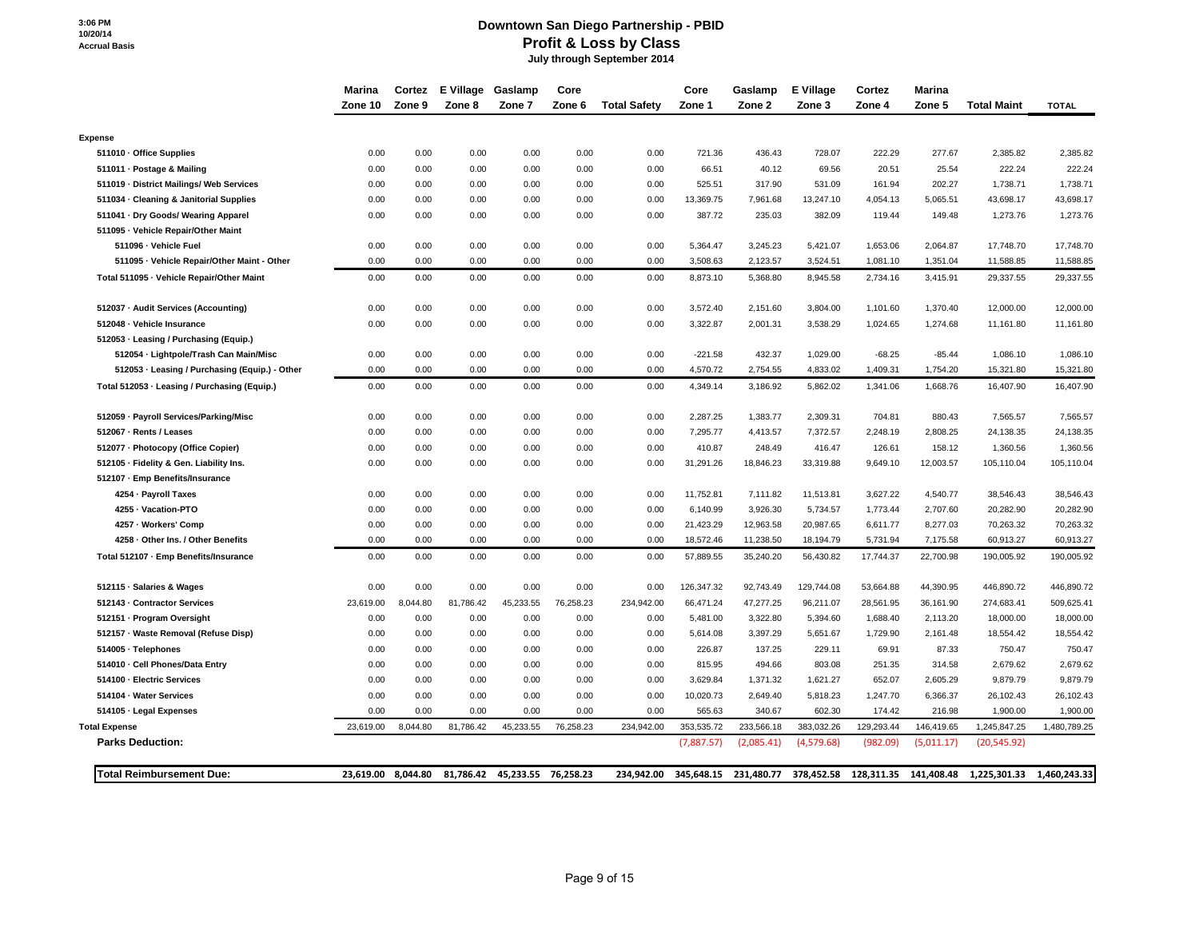3:06 PM
10/20/14
Accrual Basis

# Downtown San Diego Partnership - PBID
## Profit & Loss by Class
### July through September 2014

| | Marina Zone 10 | Cortez Zone 9 | E Village Zone 8 | Gaslamp Zone 7 | Core Zone 6 | Total Safety | Core Zone 1 | Gaslamp Zone 2 | E Village Zone 3 | Cortez Zone 4 | Marina Zone 5 | Total Maint | TOTAL |
|---|---|---|---|---|---|---|---|---|---|---|---|---|---|
| **Expense** | | | | | | | | | | | | | |
| 511010 · Office Supplies | 0.00 | 0.00 | 0.00 | 0.00 | 0.00 | 0.00 | 721.36 | 436.43 | 728.07 | 222.29 | 277.67 | 2,385.82 | 2,385.82 |
| 511011 · Postage & Mailing | 0.00 | 0.00 | 0.00 | 0.00 | 0.00 | 0.00 | 66.51 | 40.12 | 69.56 | 20.51 | 25.54 | 222.24 | 222.24 |
| 511019 · District Mailings/ Web Services | 0.00 | 0.00 | 0.00 | 0.00 | 0.00 | 0.00 | 525.51 | 317.90 | 531.09 | 161.94 | 202.27 | 1,738.71 | 1,738.71 |
| 511034 · Cleaning & Janitorial Supplies | 0.00 | 0.00 | 0.00 | 0.00 | 0.00 | 0.00 | 13,369.75 | 7,961.68 | 13,247.10 | 4,054.13 | 5,065.51 | 43,698.17 | 43,698.17 |
| 511041 · Dry Goods/ Wearing Apparel | 0.00 | 0.00 | 0.00 | 0.00 | 0.00 | 0.00 | 387.72 | 235.03 | 382.09 | 119.44 | 149.48 | 1,273.76 | 1,273.76 |
| 511095 · Vehicle Repair/Other Maint | | | | | | | | | | | | | |
| 511096 · Vehicle Fuel | 0.00 | 0.00 | 0.00 | 0.00 | 0.00 | 0.00 | 5,364.47 | 3,245.23 | 5,421.07 | 1,653.06 | 2,064.87 | 17,748.70 | 17,748.70 |
| 511095 · Vehicle Repair/Other Maint - Other | 0.00 | 0.00 | 0.00 | 0.00 | 0.00 | 0.00 | 3,508.63 | 2,123.57 | 3,524.51 | 1,081.10 | 1,351.04 | 11,588.85 | 11,588.85 |
| Total 511095 · Vehicle Repair/Other Maint | 0.00 | 0.00 | 0.00 | 0.00 | 0.00 | 0.00 | 8,873.10 | 5,368.80 | 8,945.58 | 2,734.16 | 3,415.91 | 29,337.55 | 29,337.55 |
| 512037 · Audit Services (Accounting) | 0.00 | 0.00 | 0.00 | 0.00 | 0.00 | 0.00 | 3,572.40 | 2,151.60 | 3,804.00 | 1,101.60 | 1,370.40 | 12,000.00 | 12,000.00 |
| 512048 · Vehicle Insurance | 0.00 | 0.00 | 0.00 | 0.00 | 0.00 | 0.00 | 3,322.87 | 2,001.31 | 3,538.29 | 1,024.65 | 1,274.68 | 11,161.80 | 11,161.80 |
| 512053 · Leasing / Purchasing (Equip.) | | | | | | | | | | | | | |
| 512054 · Lightpole/Trash Can Main/Misc | 0.00 | 0.00 | 0.00 | 0.00 | 0.00 | 0.00 | -221.58 | 432.37 | 1,029.00 | -68.25 | -85.44 | 1,086.10 | 1,086.10 |
| 512053 · Leasing / Purchasing (Equip.) - Other | 0.00 | 0.00 | 0.00 | 0.00 | 0.00 | 0.00 | 4,570.72 | 2,754.55 | 4,833.02 | 1,409.31 | 1,754.20 | 15,321.80 | 15,321.80 |
| Total 512053 · Leasing / Purchasing (Equip.) | 0.00 | 0.00 | 0.00 | 0.00 | 0.00 | 0.00 | 4,349.14 | 3,186.92 | 5,862.02 | 1,341.06 | 1,668.76 | 16,407.90 | 16,407.90 |
| 512059 · Payroll Services/Parking/Misc | 0.00 | 0.00 | 0.00 | 0.00 | 0.00 | 0.00 | 2,287.25 | 1,383.77 | 2,309.31 | 704.81 | 880.43 | 7,565.57 | 7,565.57 |
| 512067 · Rents / Leases | 0.00 | 0.00 | 0.00 | 0.00 | 0.00 | 0.00 | 7,295.77 | 4,413.57 | 7,372.57 | 2,248.19 | 2,808.25 | 24,138.35 | 24,138.35 |
| 512077 · Photocopy (Office Copier) | 0.00 | 0.00 | 0.00 | 0.00 | 0.00 | 0.00 | 410.87 | 248.49 | 416.47 | 126.61 | 158.12 | 1,360.56 | 1,360.56 |
| 512105 · Fidelity & Gen. Liability Ins. | 0.00 | 0.00 | 0.00 | 0.00 | 0.00 | 0.00 | 31,291.26 | 18,846.23 | 33,319.88 | 9,649.10 | 12,003.57 | 105,110.04 | 105,110.04 |
| 512107 · Emp Benefits/Insurance | | | | | | | | | | | | | |
| 4254 · Payroll Taxes | 0.00 | 0.00 | 0.00 | 0.00 | 0.00 | 0.00 | 11,752.81 | 7,111.82 | 11,513.81 | 3,627.22 | 4,540.77 | 38,546.43 | 38,546.43 |
| 4255 · Vacation-PTO | 0.00 | 0.00 | 0.00 | 0.00 | 0.00 | 0.00 | 6,140.99 | 3,926.30 | 5,734.57 | 1,773.44 | 2,707.60 | 20,282.90 | 20,282.90 |
| 4257 · Workers' Comp | 0.00 | 0.00 | 0.00 | 0.00 | 0.00 | 0.00 | 21,423.29 | 12,963.58 | 20,987.65 | 6,611.77 | 8,277.03 | 70,263.32 | 70,263.32 |
| 4258 · Other Ins. / Other Benefits | 0.00 | 0.00 | 0.00 | 0.00 | 0.00 | 0.00 | 18,572.46 | 11,238.50 | 18,194.79 | 5,731.94 | 7,175.58 | 60,913.27 | 60,913.27 |
| Total 512107 · Emp Benefits/Insurance | 0.00 | 0.00 | 0.00 | 0.00 | 0.00 | 0.00 | 57,889.55 | 35,240.20 | 56,430.82 | 17,744.37 | 22,700.98 | 190,005.92 | 190,005.92 |
| 512115 · Salaries & Wages | 0.00 | 0.00 | 0.00 | 0.00 | 0.00 | 0.00 | 126,347.32 | 92,743.49 | 129,744.08 | 53,664.88 | 44,390.95 | 446,890.72 | 446,890.72 |
| 512143 · Contractor Services | 23,619.00 | 8,044.80 | 81,786.42 | 45,233.55 | 76,258.23 | 234,942.00 | 66,471.24 | 47,277.25 | 96,211.07 | 28,561.95 | 36,161.90 | 274,683.41 | 509,625.41 |
| 512151 · Program Oversight | 0.00 | 0.00 | 0.00 | 0.00 | 0.00 | 0.00 | 5,481.00 | 3,322.80 | 5,394.60 | 1,688.40 | 2,113.20 | 18,000.00 | 18,000.00 |
| 512157 · Waste Removal (Refuse Disp) | 0.00 | 0.00 | 0.00 | 0.00 | 0.00 | 0.00 | 5,614.08 | 3,397.29 | 5,651.67 | 1,729.90 | 2,161.48 | 18,554.42 | 18,554.42 |
| 514005 · Telephones | 0.00 | 0.00 | 0.00 | 0.00 | 0.00 | 0.00 | 226.87 | 137.25 | 229.11 | 69.91 | 87.33 | 750.47 | 750.47 |
| 514010 · Cell Phones/Data Entry | 0.00 | 0.00 | 0.00 | 0.00 | 0.00 | 0.00 | 815.95 | 494.66 | 803.08 | 251.35 | 314.58 | 2,679.62 | 2,679.62 |
| 514100 · Electric Services | 0.00 | 0.00 | 0.00 | 0.00 | 0.00 | 0.00 | 3,629.84 | 1,371.32 | 1,621.27 | 652.07 | 2,605.29 | 9,879.79 | 9,879.79 |
| 514104 · Water Services | 0.00 | 0.00 | 0.00 | 0.00 | 0.00 | 0.00 | 10,020.73 | 2,649.40 | 5,818.23 | 1,247.70 | 6,366.37 | 26,102.43 | 26,102.43 |
| 514105 · Legal Expenses | 0.00 | 0.00 | 0.00 | 0.00 | 0.00 | 0.00 | 565.63 | 340.67 | 602.30 | 174.42 | 216.98 | 1,900.00 | 1,900.00 |
| **Total Expense** | 23,619.00 | 8,044.80 | 81,786.42 | 45,233.55 | 76,258.23 | 234,942.00 | 353,535.72 | 233,566.18 | 383,032.26 | 129,293.44 | 146,419.65 | 1,245,847.25 | 1,480,789.25 |
| **Parks Deduction:** | | | | | | | (7,887.57) | (2,085.41) | (4,579.68) | (982.09) | (5,011.17) | (20,545.92) | |
| **Total Reimbursement Due:** | **23,619.00** | **8,044.80** | **81,786.42** | **45,233.55** | **76,258.23** | **234,942.00** | **345,648.15** | **231,480.77** | **378,452.58** | **128,311.35** | **141,408.48** | **1,225,301.33** | **1,460,243.33** |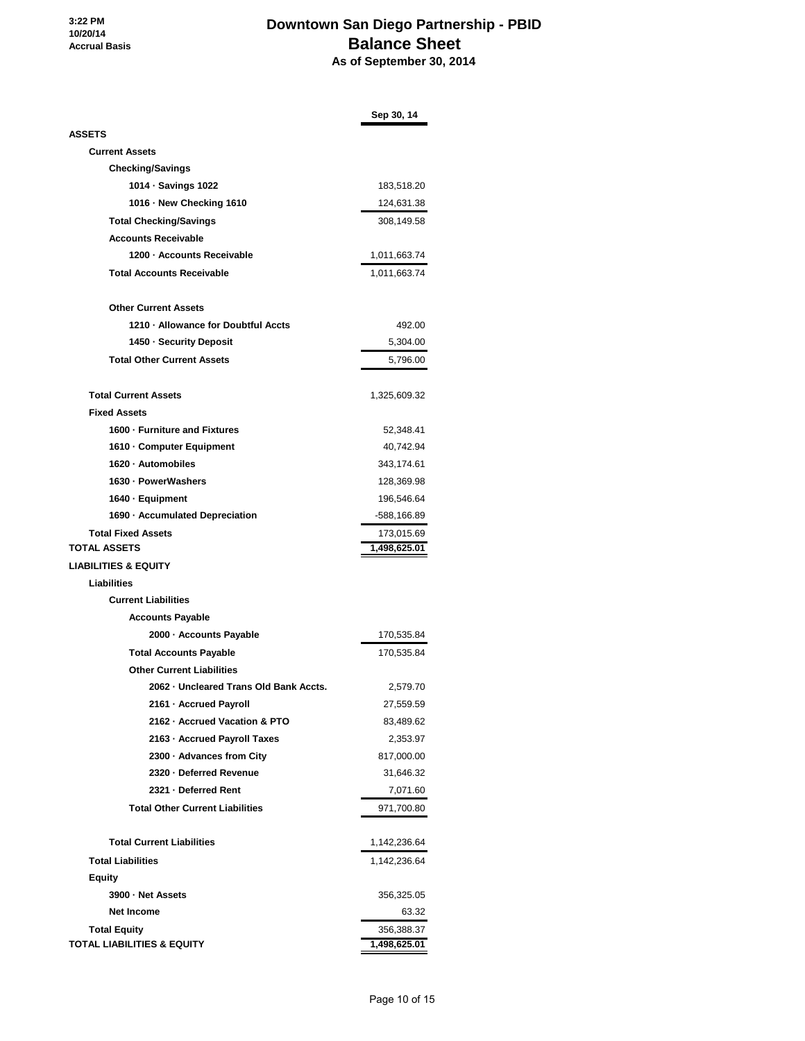3:22 PM
10/20/14
Accrual Basis

# Downtown San Diego Partnership - PBID
## Balance Sheet
### As of September 30, 2014

| | Sep 30, 14 |
|---|---|
| **ASSETS** | |
| **Current Assets** | |
| **Checking/Savings** | |
| **1014 · Savings 1022** | 183,518.20 |
| **1016 · New Checking 1610** | 124,631.38 |
| **Total Checking/Savings** | 308,149.58 |
| **Accounts Receivable** | |
| **1200 · Accounts Receivable** | 1,011,663.74 |
| **Total Accounts Receivable** | 1,011,663.74 |
| **Other Current Assets** | |
| **1210 · Allowance for Doubtful Accts** | 492.00 |
| **1450 · Security Deposit** | 5,304.00 |
| **Total Other Current Assets** | 5,796.00 |
| **Total Current Assets** | 1,325,609.32 |
| **Fixed Assets** | |
| **1600 · Furniture and Fixtures** | 52,348.41 |
| **1610 · Computer Equipment** | 40,742.94 |
| **1620 · Automobiles** | 343,174.61 |
| **1630 · PowerWashers** | 128,369.98 |
| **1640 · Equipment** | 196,546.64 |
| **1690 · Accumulated Depreciation** | -588,166.89 |
| **Total Fixed Assets** | 173,015.69 |
| **TOTAL ASSETS** | 1,498,625.01 |
| **LIABILITIES & EQUITY** | |
| **Liabilities** | |
| **Current Liabilities** | |
| **Accounts Payable** | |
| **2000 · Accounts Payable** | 170,535.84 |
| **Total Accounts Payable** | 170,535.84 |
| **Other Current Liabilities** | |
| **2062 · Uncleared Trans Old Bank Accts.** | 2,579.70 |
| **2161 · Accrued Payroll** | 27,559.59 |
| **2162 · Accrued Vacation & PTO** | 83,489.62 |
| **2163 · Accrued Payroll Taxes** | 2,353.97 |
| **2300 · Advances from City** | 817,000.00 |
| **2320 · Deferred Revenue** | 31,646.32 |
| **2321 · Deferred Rent** | 7,071.60 |
| **Total Other Current Liabilities** | 971,700.80 |
| **Total Current Liabilities** | 1,142,236.64 |
| **Total Liabilities** | 1,142,236.64 |
| **Equity** | |
| **3900 · Net Assets** | 356,325.05 |
| **Net Income** | 63.32 |
| **Total Equity** | 356,388.37 |
| **TOTAL LIABILITIES & EQUITY** | 1,498,625.01 |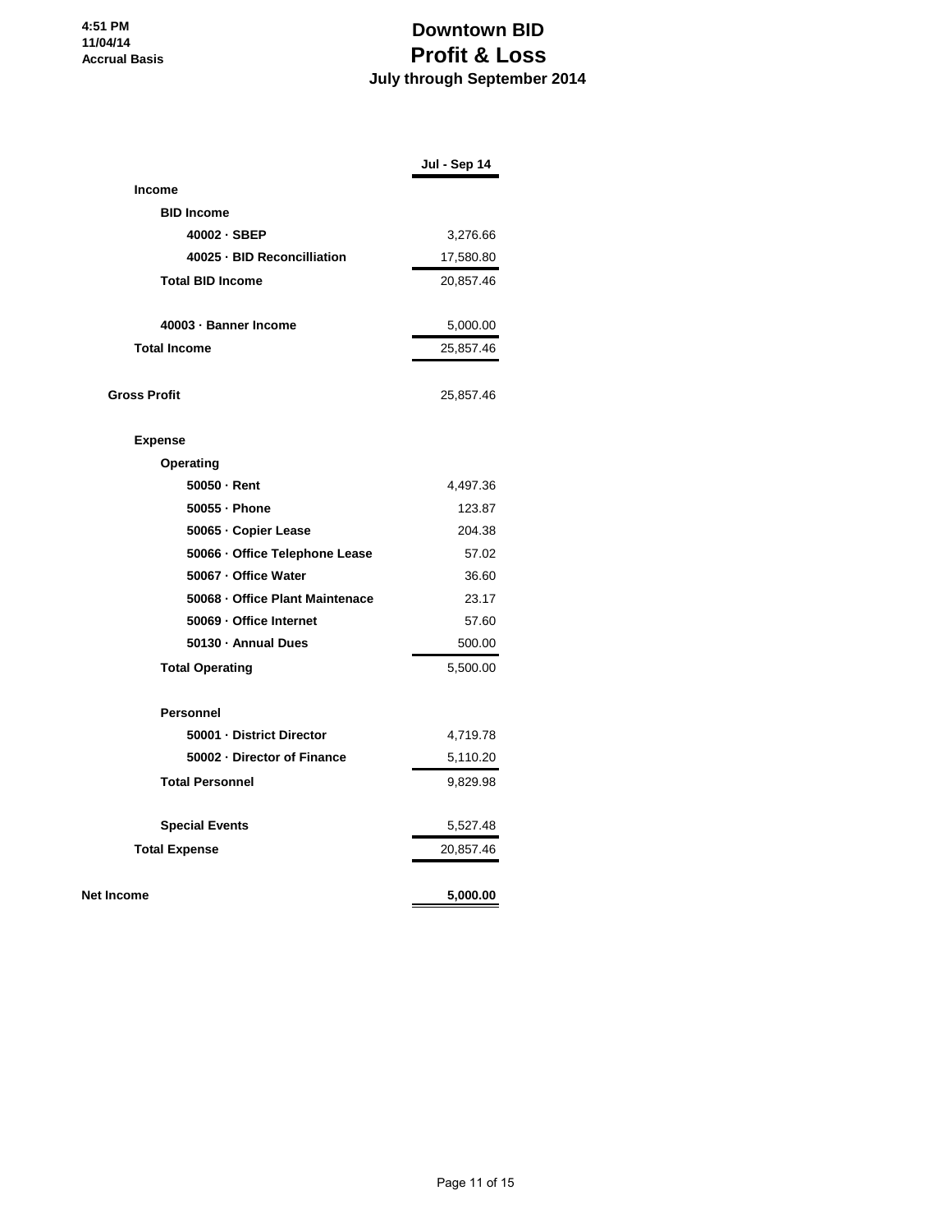4:51 PM
11/04/14
Accrual Basis

# Downtown BID
# Profit & Loss
### July through September 2014

| | Jul - Sep 14 |
|---|---|
| **Income** | |
| **BID Income** | |
| **40002 · SBEP** | 3,276.66 |
| **40025 · BID Reconcilliation** | 17,580.80 |
| **Total BID Income** | 20,857.46 |
| | |
| **40003 · Banner Income** | 5,000.00 |
| **Total Income** | 25,857.46 |
| | |
| **Gross Profit** | 25,857.46 |
| | |
| **Expense** | |
| **Operating** | |
| **50050 · Rent** | 4,497.36 |
| **50055 · Phone** | 123.87 |
| **50065 · Copier Lease** | 204.38 |
| **50066 · Office Telephone Lease** | 57.02 |
| **50067 · Office Water** | 36.60 |
| **50068 · Office Plant Maintenace** | 23.17 |
| **50069 · Office Internet** | 57.60 |
| **50130 · Annual Dues** | 500.00 |
| **Total Operating** | 5,500.00 |
| | |
| **Personnel** | |
| **50001 · District Director** | 4,719.78 |
| **50002 · Director of Finance** | 5,110.20 |
| **Total Personnel** | 9,829.98 |
| | |
| **Special Events** | 5,527.48 |
| **Total Expense** | 20,857.46 |
| | |
| **Net Income** | **5,000.00** |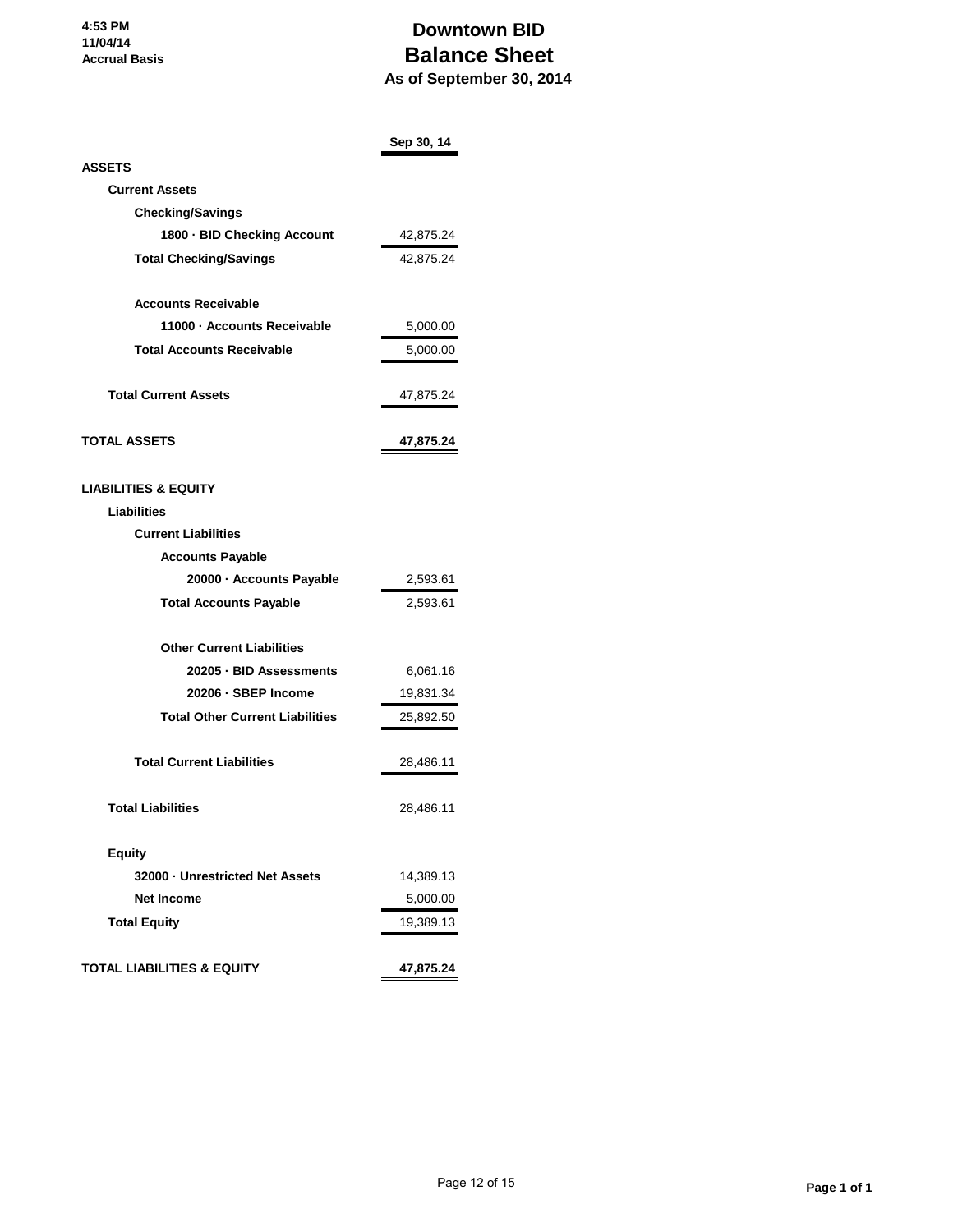4:53 PM
11/04/14
Accrual Basis

# Downtown BID
# Balance Sheet
### As of September 30, 2014

| | Sep 30, 14 |
|---|---|
| **ASSETS** | |
| **Current Assets** | |
| **Checking/Savings** | |
| **1800 · BID Checking Account** | 42,875.24 |
| **Total Checking/Savings** | 42,875.24 |
| **Accounts Receivable** | |
| **11000 · Accounts Receivable** | 5,000.00 |
| **Total Accounts Receivable** | 5,000.00 |
| **Total Current Assets** | 47,875.24 |
| **TOTAL ASSETS** | **47,875.24** |
| **LIABILITIES & EQUITY** | |
| **Liabilities** | |
| **Current Liabilities** | |
| **Accounts Payable** | |
| **20000 · Accounts Payable** | 2,593.61 |
| **Total Accounts Payable** | 2,593.61 |
| **Other Current Liabilities** | |
| **20205 · BID Assessments** | 6,061.16 |
| **20206 · SBEP Income** | 19,831.34 |
| **Total Other Current Liabilities** | 25,892.50 |
| **Total Current Liabilities** | 28,486.11 |
| **Total Liabilities** | 28,486.11 |
| **Equity** | |
| **32000 · Unrestricted Net Assets** | 14,389.13 |
| **Net Income** | 5,000.00 |
| **Total Equity** | 19,389.13 |
| **TOTAL LIABILITIES & EQUITY** | **47,875.24** |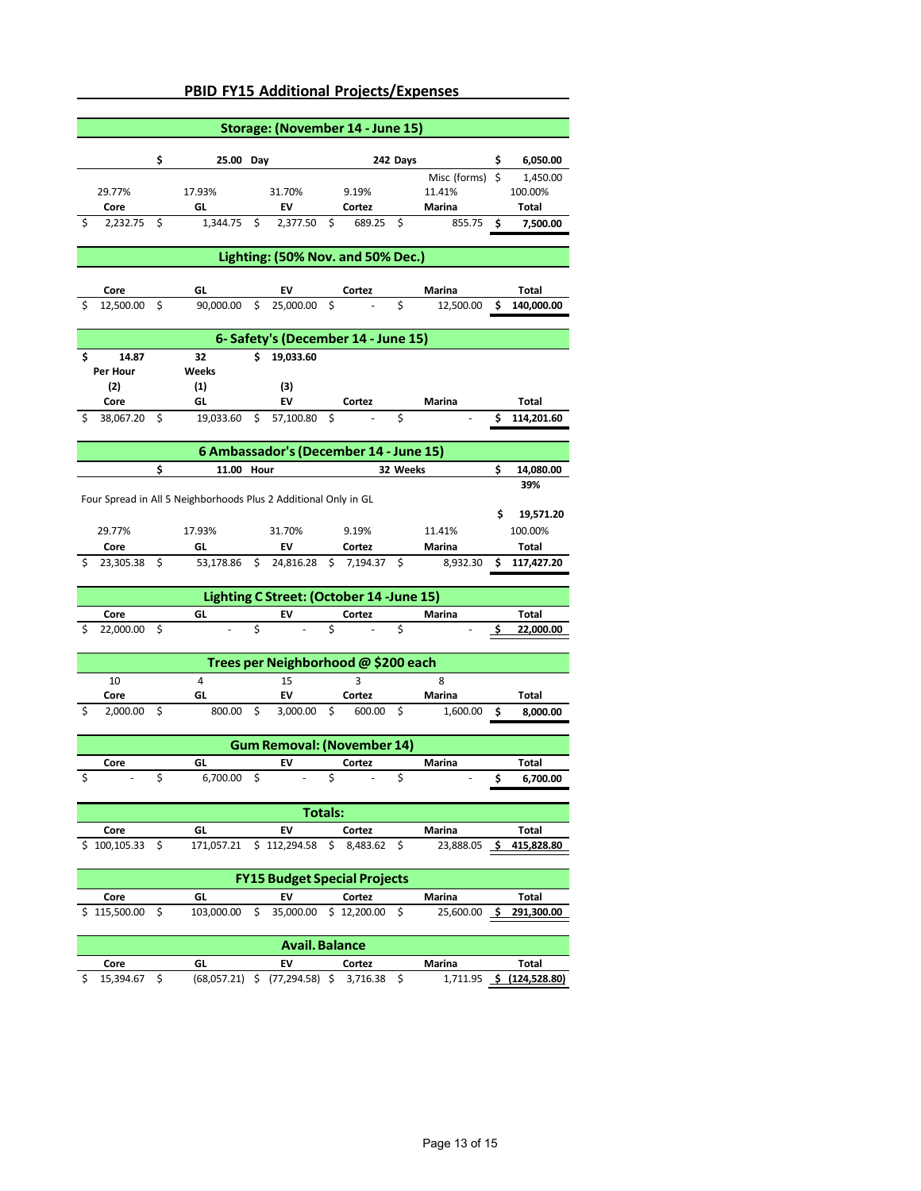# PBID FY15 Additional Projects/Expenses

## Storage: (November 14 - June 15)

| | | | | | |
|---|---|---|---|---|---|
| | $ 25.00 Day | | 242 Days | | $ 6,050.00 |
| | | | | Misc (forms) | $ 1,450.00 |
| 29.77% | 17.93% | 31.70% | 9.19% | 11.41% | 100.00% |
| **Core** | **GL** | **EV** | **Cortez** | **Marina** | **Total** |
| $ 2,232.75 | $ 1,344.75 | $ 2,377.50 | $ 689.25 | $ 855.75 | **$ 7,500.00** |

## Lighting: (50% Nov. and 50% Dec.)

| Core | GL | EV | Cortez | Marina | Total |
|---|---|---|---|---|---|
| $ 12,500.00 | $ 90,000.00 | $ 25,000.00 | $ - | $ 12,500.00 | **$ 140,000.00** |

## 6- Safety's (December 14 - June 15)

| | | | | | |
|---|---|---|---|---|---|
| **$ 14.87** | **32** | **$ 19,033.60** | | | |
| **Per Hour** | **Weeks** | | | | |
| **(2)** | **(1)** | **(3)** | | | |
| **Core** | **GL** | **EV** | **Cortez** | **Marina** | **Total** |
| $ 38,067.20 | $ 19,033.60 | $ 57,100.80 | $ - | $ - | **$ 114,201.60** |

## 6 Ambassador's (December 14 - June 15)

| | | | | | |
|---|---|---|---|---|---|
| | **$ 11.00 Hour** | | **32 Weeks** | | **$ 14,080.00** |
| | | | | | **39%** |

Four Spread in All 5 Neighborhoods Plus 2 Additional Only in GL

| | | | | | |
|---|---|---|---|---|---|
| | | | | | **$ 19,571.20** |
| 29.77% | 17.93% | 31.70% | 9.19% | 11.41% | 100.00% |
| **Core** | **GL** | **EV** | **Cortez** | **Marina** | **Total** |
| $ 23,305.38 | $ 53,178.86 | $ 24,816.28 | $ 7,194.37 | $ 8,932.30 | **$ 117,427.20** |

## Lighting C Street: (October 14 -June 15)

| Core | GL | EV | Cortez | Marina | Total |
|---|---|---|---|---|---|
| $ 22,000.00 | $ - | $ - | $ - | $ - | **$ 22,000.00** |

## Trees per Neighborhood @ $200 each

| | | | | | |
|---|---|---|---|---|---|
| 10 | 4 | 15 | 3 | 8 | |
| **Core** | **GL** | **EV** | **Cortez** | **Marina** | **Total** |
| $ 2,000.00 | $ 800.00 | $ 3,000.00 | $ 600.00 | $ 1,600.00 | **$ 8,000.00** |

## Gum Removal: (November 14)

| Core | GL | EV | Cortez | Marina | Total |
|---|---|---|---|---|---|
| $ - | $ 6,700.00 | $ - | $ - | $ - | **$ 6,700.00** |

## Totals:

| Core | GL | EV | Cortez | Marina | Total |
|---|---|---|---|---|---|
| $ 100,105.33 | $ 171,057.21 | $ 112,294.58 | $ 8,483.62 | $ 23,888.05 | **$ 415,828.80** |

## FY15 Budget Special Projects

| Core | GL | EV | Cortez | Marina | Total |
|---|---|---|---|---|---|
| $ 115,500.00 | $ 103,000.00 | $ 35,000.00 | $ 12,200.00 | $ 25,600.00 | **$ 291,300.00** |

## Avail. Balance

| Core | GL | EV | Cortez | Marina | Total |
|---|---|---|---|---|---|
| $ 15,394.67 | $ (68,057.21) | $ (77,294.58) | $ 3,716.38 | $ 1,711.95 | **$ (124,528.80)** |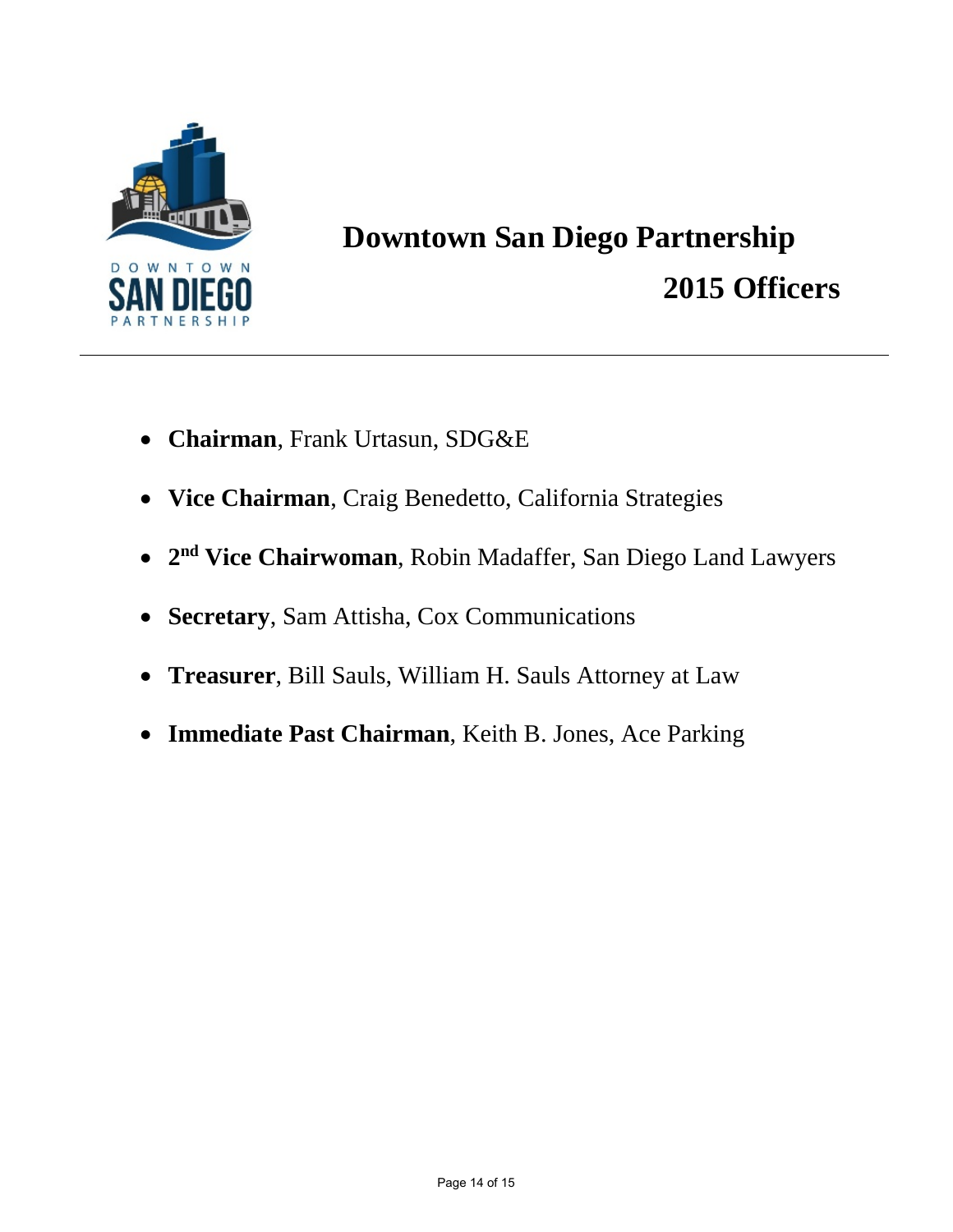# Downtown San Diego Partnership

## 2015 Officers

- **Chairman**, Frank Urtasun, SDG&E
- **Vice Chairman**, Craig Benedetto, California Strategies
- **2nd Vice Chairwoman**, Robin Madaffer, San Diego Land Lawyers
- **Secretary**, Sam Attisha, Cox Communications
- **Treasurer**, Bill Sauls, William H. Sauls Attorney at Law
- **Immediate Past Chairman**, Keith B. Jones, Ace Parking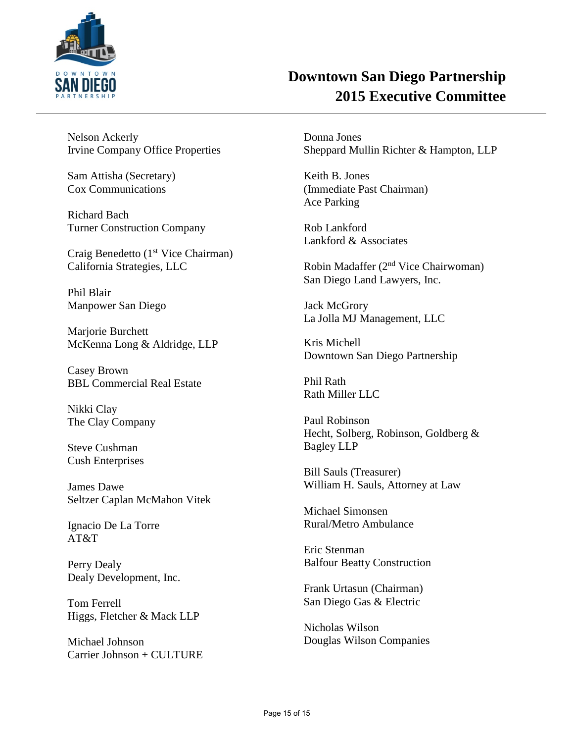# Downtown San Diego Partnership 2015 Executive Committee

Nelson Ackerly
Irvine Company Office Properties

Sam Attisha (Secretary)
Cox Communications

Richard Bach
Turner Construction Company

Craig Benedetto (1st Vice Chairman)
California Strategies, LLC

Phil Blair
Manpower San Diego

Marjorie Burchett
McKenna Long & Aldridge, LLP

Casey Brown
BBL Commercial Real Estate

Nikki Clay
The Clay Company

Steve Cushman
Cush Enterprises

James Dawe
Seltzer Caplan McMahon Vitek

Ignacio De La Torre
AT&T

Perry Dealy
Dealy Development, Inc.

Tom Ferrell
Higgs, Fletcher & Mack LLP

Michael Johnson
Carrier Johnson + CULTURE

Donna Jones
Sheppard Mullin Richter & Hampton, LLP

Keith B. Jones
(Immediate Past Chairman)
Ace Parking

Rob Lankford
Lankford & Associates

Robin Madaffer (2nd Vice Chairwoman)
San Diego Land Lawyers, Inc.

Jack McGrory
La Jolla MJ Management, LLC

Kris Michell
Downtown San Diego Partnership

Phil Rath
Rath Miller LLC

Paul Robinson
Hecht, Solberg, Robinson, Goldberg & Bagley LLP

Bill Sauls (Treasurer)
William H. Sauls, Attorney at Law

Michael Simonsen
Rural/Metro Ambulance

Eric Stenman
Balfour Beatty Construction

Frank Urtasun (Chairman)
San Diego Gas & Electric

Nicholas Wilson
Douglas Wilson Companies